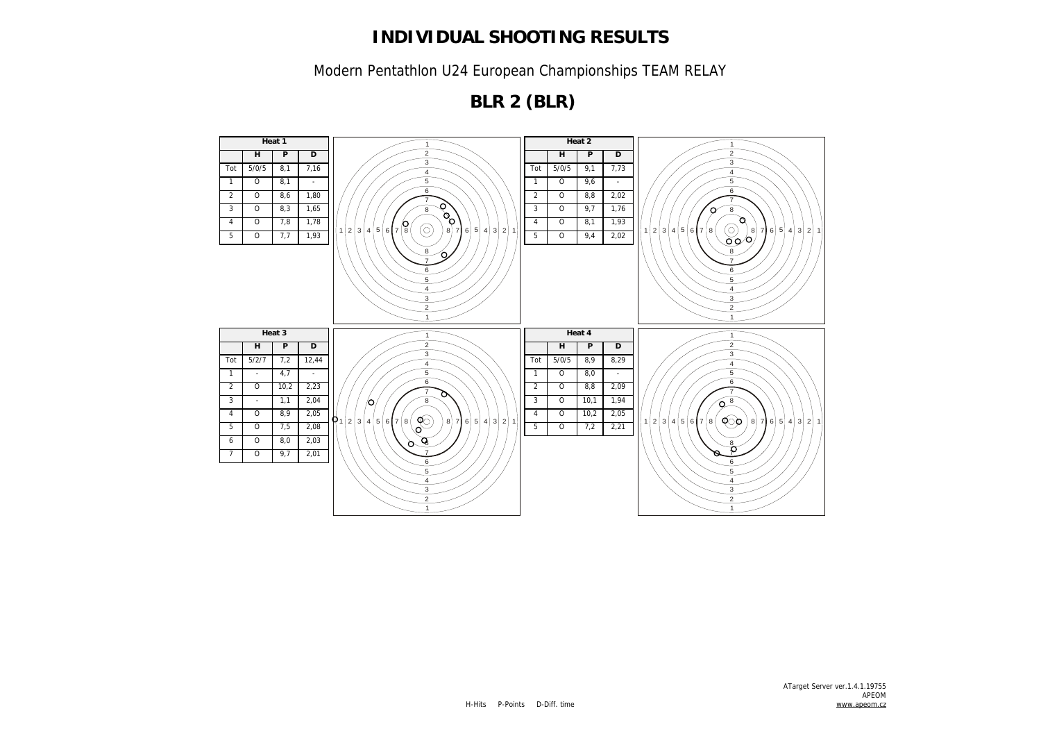# INDIVIDUAL SHOOTING RESULTS

Modern Pentathlon U24 European Championships TEAM RELAY

## BLR 2 (BLR)

| Heat 1 | | | |
|---|---|---|---|
| | H | P | D |
| Tot | 5/0/5 | 8,1 | 7,16 |
| 1 | O | 8,1 | - |
| 2 | O | 8,6 | 1,80 |
| 3 | O | 8,3 | 1,65 |
| 4 | O | 7,8 | 1,78 |
| 5 | O | 7,7 | 1,93 |

| Heat 2 | | | |
|---|---|---|---|
| | H | P | D |
| Tot | 5/0/5 | 9,1 | 7,73 |
| 1 | O | 9,6 | - |
| 2 | O | 8,8 | 2,02 |
| 3 | O | 9,7 | 1,76 |
| 4 | O | 8,1 | 1,93 |
| 5 | O | 9,4 | 2,02 |

| Heat 3 | | | |
|---|---|---|---|
| | H | P | D |
| Tot | 5/2/7 | 7,2 | 12,44 |
| 1 | - | 4,7 | - |
| 2 | O | 10,2 | 2,23 |
| 3 | - | 1,1 | 2,04 |
| 4 | O | 8,9 | 2,05 |
| 5 | O | 7,5 | 2,08 |
| 6 | O | 8,0 | 2,03 |
| 7 | O | 9,7 | 2,01 |

| Heat 4 | | | |
|---|---|---|---|
| | H | P | D |
| Tot | 5/0/5 | 8,9 | 8,29 |
| 1 | O | 8,0 | - |
| 2 | O | 8,8 | 2,09 |
| 3 | O | 10,1 | 1,94 |
| 4 | O | 10,2 | 2,05 |
| 5 | O | 7,2 | 2,21 |

H-Hits P-Points D-Diff. time

ATarget Server ver.1.4.1.19755
APEOM
www.apeom.cz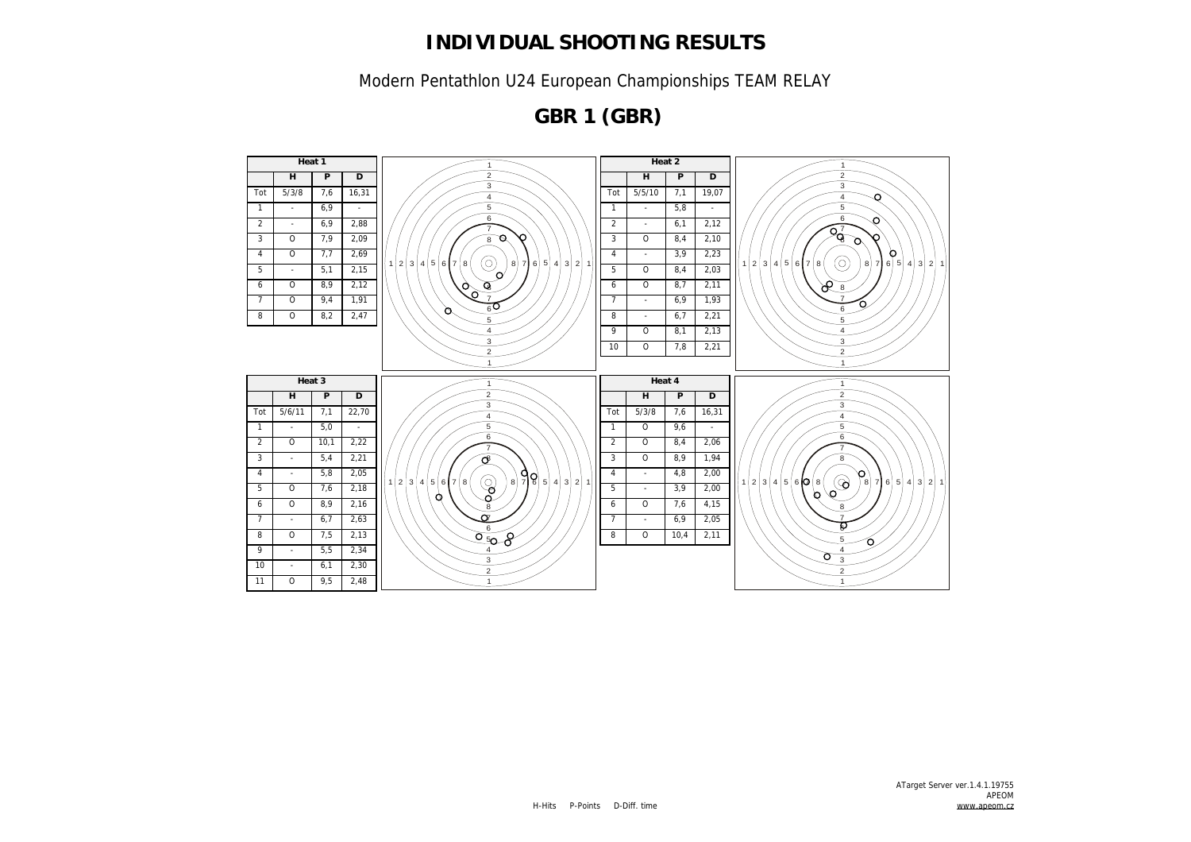# INDIVIDUAL SHOOTING RESULTS

Modern Pentathlon U24 European Championships TEAM RELAY

## GBR 1 (GBR)

### Heat 1

| | H | P | D |
|---|---|---|---|
| Tot | 5/3/8 | 7,6 | 16,31 |
| 1 | - | 6,9 | - |
| 2 | - | 6,9 | 2,88 |
| 3 | O | 7,9 | 2,09 |
| 4 | O | 7,7 | 2,69 |
| 5 | - | 5,1 | 2,15 |
| 6 | O | 8,9 | 2,12 |
| 7 | O | 9,4 | 1,91 |
| 8 | O | 8,2 | 2,47 |

### Heat 2

| | H | P | D |
|---|---|---|---|
| Tot | 5/5/10 | 7,1 | 19,07 |
| 1 | - | 5,8 | - |
| 2 | - | 6,1 | 2,12 |
| 3 | O | 8,4 | 2,10 |
| 4 | - | 3,9 | 2,23 |
| 5 | O | 8,4 | 2,03 |
| 6 | O | 8,7 | 2,11 |
| 7 | - | 6,9 | 1,93 |
| 8 | - | 6,7 | 2,21 |
| 9 | O | 8,1 | 2,13 |
| 10 | O | 7,8 | 2,21 |

### Heat 3

| | H | P | D |
|---|---|---|---|
| Tot | 5/6/11 | 7,1 | 22,70 |
| 1 | - | 5,0 | - |
| 2 | O | 10,1 | 2,22 |
| 3 | - | 5,4 | 2,21 |
| 4 | - | 5,8 | 2,05 |
| 5 | O | 7,6 | 2,18 |
| 6 | O | 8,9 | 2,16 |
| 7 | - | 6,7 | 2,63 |
| 8 | O | 7,5 | 2,13 |
| 9 | - | 5,5 | 2,34 |
| 10 | - | 6,1 | 2,30 |
| 11 | O | 9,5 | 2,48 |

### Heat 4

| | H | P | D |
|---|---|---|---|
| Tot | 5/3/8 | 7,6 | 16,31 |
| 1 | O | 9,6 | - |
| 2 | O | 8,4 | 2,06 |
| 3 | O | 8,9 | 1,94 |
| 4 | - | 4,8 | 2,00 |
| 5 | - | 3,9 | 2,00 |
| 6 | O | 7,6 | 4,15 |
| 7 | - | 6,9 | 2,05 |
| 8 | O | 10,4 | 2,11 |

H-Hits P-Points D-Diff. time

ATarget Server ver.1.4.1.19755
APEOM
www.apeom.cz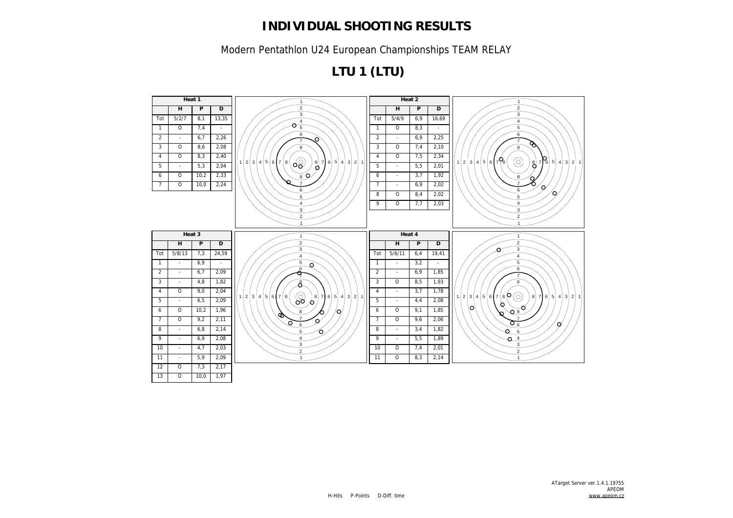# INDIVIDUAL SHOOTING RESULTS

Modern Pentathlon U24 European Championships TEAM RELAY

## LTU 1 (LTU)

**Heat 1**

| | H | P | D |
|---|---|---|---|
| Tot | 5/2/7 | 8,1 | 13,35 |
| 1 | O | 7,4 | - |
| 2 | - | 6,7 | 2,26 |
| 3 | O | 8,6 | 2,08 |
| 4 | O | 8,3 | 2,40 |
| 5 | - | 5,3 | 2,04 |
| 6 | O | 10,2 | 2,33 |
| 7 | O | 10,0 | 2,24 |

**Heat 2**

| | H | P | D |
|---|---|---|---|
| Tot | 5/4/9 | 6,9 | 16,69 |
| 1 | O | 8,3 | - |
| 2 | - | 6,9 | 2,25 |
| 3 | O | 7,4 | 2,10 |
| 4 | O | 7,5 | 2,34 |
| 5 | - | 5,5 | 2,01 |
| 6 | - | 3,7 | 1,92 |
| 7 | - | 6,9 | 2,02 |
| 8 | O | 8,4 | 2,02 |
| 9 | O | 7,7 | 2,03 |

**Heat 3**

| | H | P | D |
|---|---|---|---|
| Tot | 5/8/13 | 7,3 | 24,59 |
| 1 | - | 6,9 | - |
| 2 | - | 6,7 | 2,09 |
| 3 | - | 4,8 | 1,82 |
| 4 | O | 9,0 | 2,04 |
| 5 | - | 6,5 | 2,09 |
| 6 | O | 10,2 | 1,96 |
| 7 | O | 9,2 | 2,11 |
| 8 | - | 6,8 | 2,14 |
| 9 | - | 6,9 | 2,08 |
| 10 | - | 4,7 | 2,03 |
| 11 | - | 5,9 | 2,09 |
| 12 | O | 7,3 | 2,17 |
| 13 | O | 10,0 | 1,97 |

**Heat 4**

| | H | P | D |
|---|---|---|---|
| Tot | 5/6/11 | 6,4 | 19,41 |
| 1 | - | 3,2 | - |
| 2 | - | 6,9 | 1,85 |
| 3 | O | 8,5 | 1,93 |
| 4 | - | 3,7 | 1,78 |
| 5 | - | 4,4 | 2,08 |
| 6 | O | 9,1 | 1,85 |
| 7 | O | 9,6 | 2,06 |
| 8 | - | 3,4 | 1,82 |
| 9 | - | 5,5 | 1,89 |
| 10 | O | 7,4 | 2,01 |
| 11 | O | 8,3 | 2,14 |

H-Hits P-Points D-Diff. time

ATarget Server ver.1.4.1.19755
APEOM
www.apeom.cz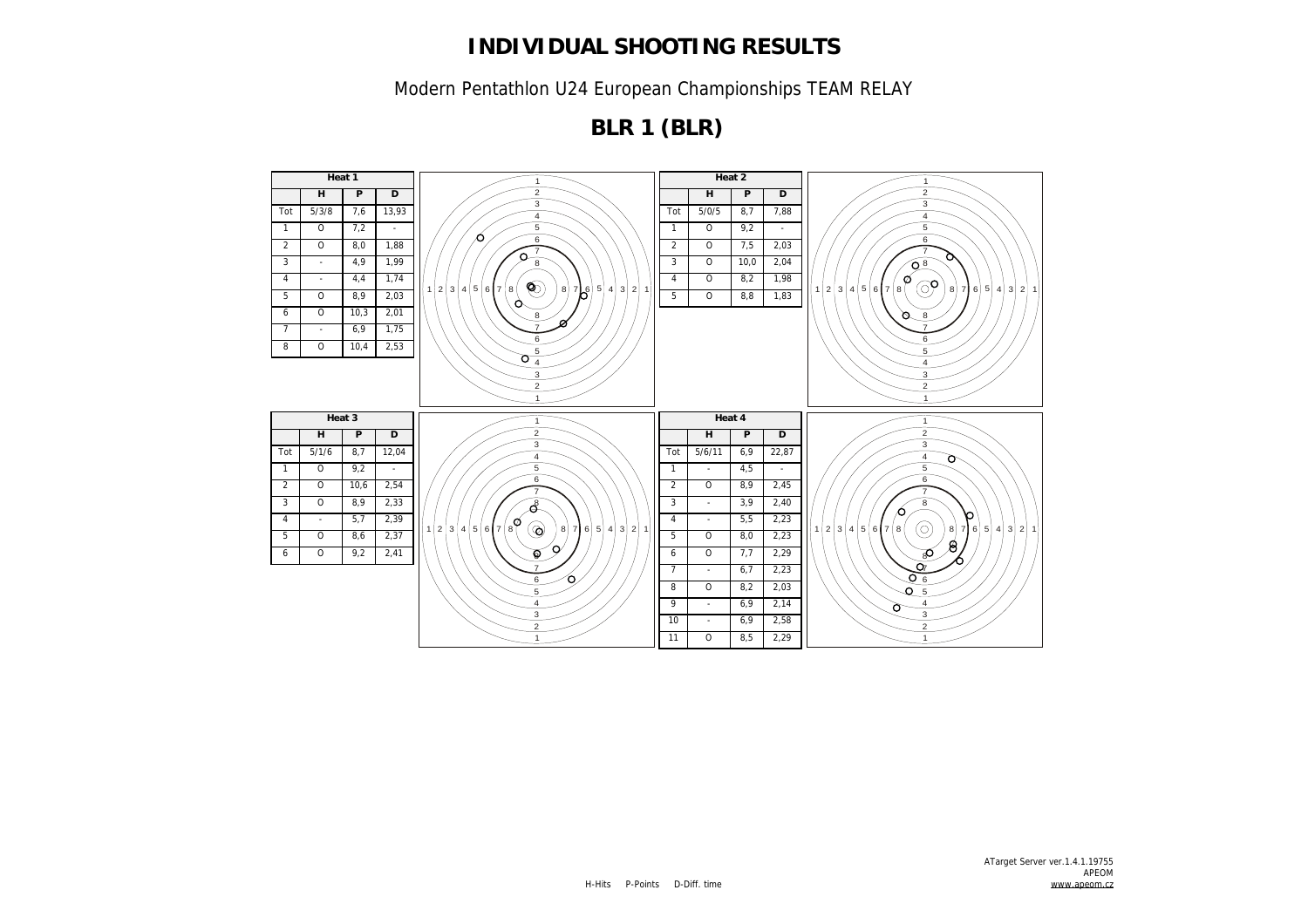# INDIVIDUAL SHOOTING RESULTS

Modern Pentathlon U24 European Championships TEAM RELAY

## BLR 1 (BLR)

**Heat 1**

| | H | P | D |
|---|---|---|---|
| Tot | 5/3/8 | 7,6 | 13,93 |
| 1 | O | 7,2 | - |
| 2 | O | 8,0 | 1,88 |
| 3 | - | 4,9 | 1,99 |
| 4 | - | 4,4 | 1,74 |
| 5 | O | 8,9 | 2,03 |
| 6 | O | 10,3 | 2,01 |
| 7 | - | 6,9 | 1,75 |
| 8 | O | 10,4 | 2,53 |

**Heat 2**

| | H | P | D |
|---|---|---|---|
| Tot | 5/0/5 | 8,7 | 7,88 |
| 1 | O | 9,2 | - |
| 2 | O | 7,5 | 2,03 |
| 3 | O | 10,0 | 2,04 |
| 4 | O | 8,2 | 1,98 |
| 5 | O | 8,8 | 1,83 |

**Heat 3**

| | H | P | D |
|---|---|---|---|
| Tot | 5/1/6 | 8,7 | 12,04 |
| 1 | O | 9,2 | - |
| 2 | O | 10,6 | 2,54 |
| 3 | O | 8,9 | 2,33 |
| 4 | - | 5,7 | 2,39 |
| 5 | O | 8,6 | 2,37 |
| 6 | O | 9,2 | 2,41 |

**Heat 4**

| | H | P | D |
|---|---|---|---|
| Tot | 5/6/11 | 6,9 | 22,87 |
| 1 | - | 4,5 | - |
| 2 | O | 8,9 | 2,45 |
| 3 | - | 3,9 | 2,40 |
| 4 | - | 5,5 | 2,23 |
| 5 | O | 8,0 | 2,23 |
| 6 | O | 7,7 | 2,29 |
| 7 | - | 6,7 | 2,23 |
| 8 | O | 8,2 | 2,03 |
| 9 | - | 6,9 | 2,14 |
| 10 | - | 6,9 | 2,58 |
| 11 | O | 8,5 | 2,29 |

H-Hits P-Points D-Diff. time

ATarget Server ver.1.4.1.19755
APEOM
www.apeom.cz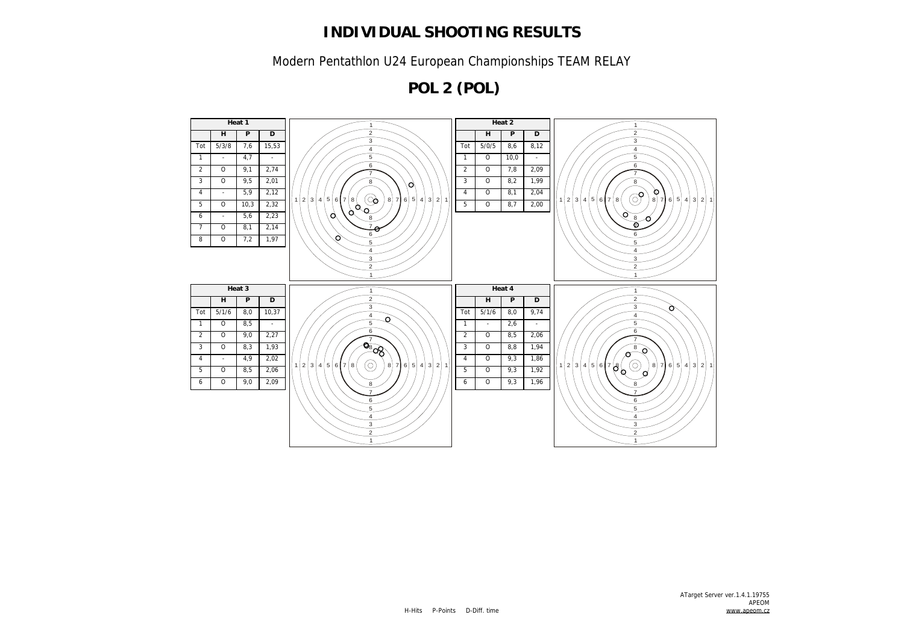# INDIVIDUAL SHOOTING RESULTS

Modern Pentathlon U24 European Championships TEAM RELAY

## POL 2 (POL)

| Heat 1 | | | |
|---|---|---|---|
| | H | P | D |
| Tot | 5/3/8 | 7,6 | 15,53 |
| 1 | - | 4,7 | - |
| 2 | O | 9,1 | 2,74 |
| 3 | O | 9,5 | 2,01 |
| 4 | - | 5,9 | 2,12 |
| 5 | O | 10,3 | 2,32 |
| 6 | - | 5,6 | 2,23 |
| 7 | O | 8,1 | 2,14 |
| 8 | O | 7,2 | 1,97 |

| Heat 2 | | | |
|---|---|---|---|
| | H | P | D |
| Tot | 5/0/5 | 8,6 | 8,12 |
| 1 | O | 10,0 | - |
| 2 | O | 7,8 | 2,09 |
| 3 | O | 8,2 | 1,99 |
| 4 | O | 8,1 | 2,04 |
| 5 | O | 8,7 | 2,00 |

| Heat 3 | | | |
|---|---|---|---|
| | H | P | D |
| Tot | 5/1/6 | 8,0 | 10,37 |
| 1 | O | 8,5 | - |
| 2 | O | 9,0 | 2,27 |
| 3 | O | 8,3 | 1,93 |
| 4 | - | 4,9 | 2,02 |
| 5 | O | 8,5 | 2,06 |
| 6 | O | 9,0 | 2,09 |

| Heat 4 | | | |
|---|---|---|---|
| | H | P | D |
| Tot | 5/1/6 | 8,0 | 9,74 |
| 1 | - | 2,6 | - |
| 2 | O | 8,5 | 2,06 |
| 3 | O | 8,8 | 1,94 |
| 4 | O | 9,3 | 1,86 |
| 5 | O | 9,3 | 1,92 |
| 6 | O | 9,3 | 1,96 |

H-Hits P-Points D-Diff. time

ATarget Server ver.1.4.1.19755
APEOM
www.apeom.cz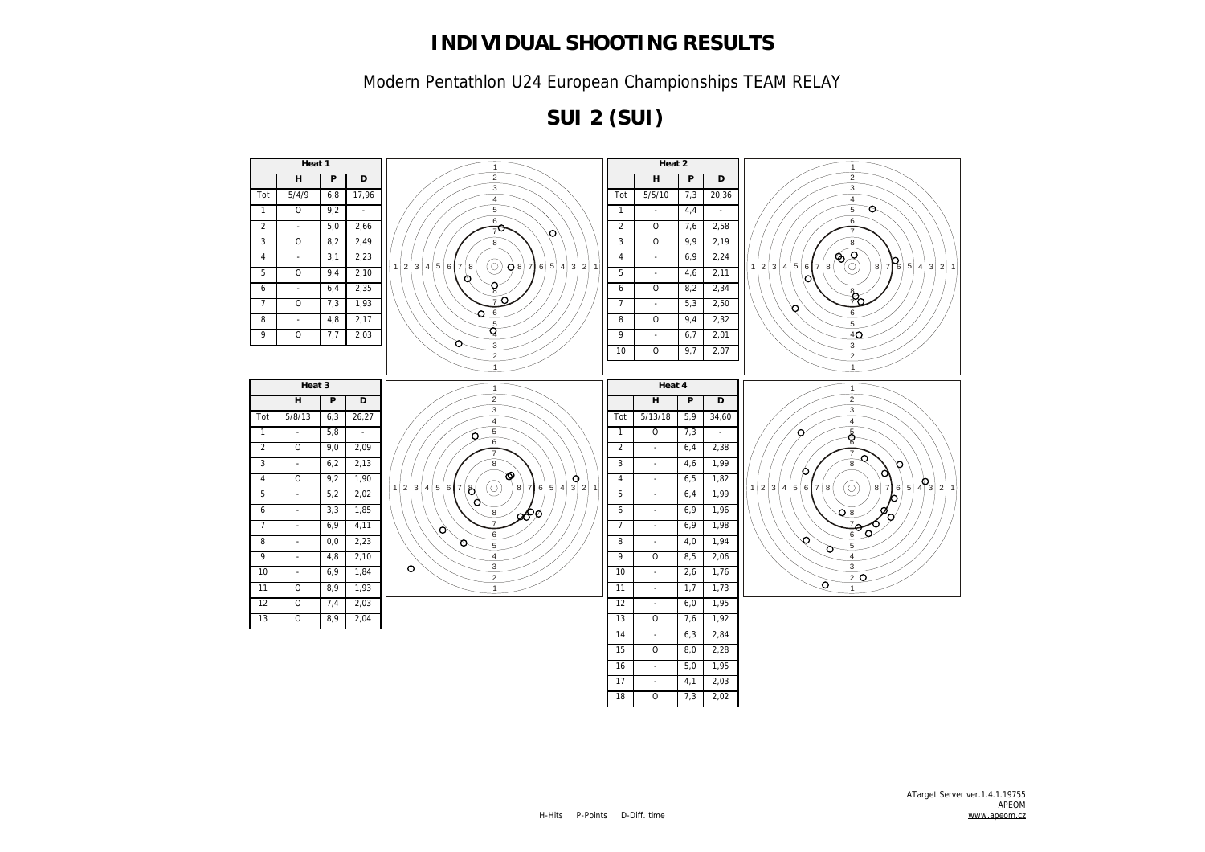# INDIVIDUAL SHOOTING RESULTS

Modern Pentathlon U24 European Championships TEAM RELAY

## SUI 2 (SUI)

**Heat 1**

| | H | P | D |
|---|---|---|---|
| Tot | 5/4/9 | 6,8 | 17,96 |
| 1 | O | 9,2 | - |
| 2 | - | 5,0 | 2,66 |
| 3 | O | 8,2 | 2,49 |
| 4 | - | 3,1 | 2,23 |
| 5 | O | 9,4 | 2,10 |
| 6 | - | 6,4 | 2,35 |
| 7 | O | 7,3 | 1,93 |
| 8 | - | 4,8 | 2,17 |
| 9 | O | 7,7 | 2,03 |

**Heat 2**

| | H | P | D |
|---|---|---|---|
| Tot | 5/5/10 | 7,3 | 20,36 |
| 1 | - | 4,4 | - |
| 2 | O | 7,6 | 2,58 |
| 3 | O | 9,9 | 2,19 |
| 4 | - | 6,9 | 2,24 |
| 5 | - | 4,6 | 2,11 |
| 6 | O | 8,2 | 2,34 |
| 7 | - | 5,3 | 2,50 |
| 8 | O | 9,4 | 2,32 |
| 9 | - | 6,7 | 2,01 |
| 10 | O | 9,7 | 2,07 |

**Heat 3**

| | H | P | D |
|---|---|---|---|
| Tot | 5/8/13 | 6,3 | 26,27 |
| 1 | - | 5,8 | - |
| 2 | O | 9,0 | 2,09 |
| 3 | - | 6,2 | 2,13 |
| 4 | O | 9,2 | 1,90 |
| 5 | - | 5,2 | 2,02 |
| 6 | - | 3,3 | 1,85 |
| 7 | - | 6,9 | 4,11 |
| 8 | - | 0,0 | 2,23 |
| 9 | - | 4,8 | 2,10 |
| 10 | - | 6,9 | 1,84 |
| 11 | O | 8,9 | 1,93 |
| 12 | O | 7,4 | 2,03 |
| 13 | O | 8,9 | 2,04 |

**Heat 4**

| | H | P | D |
|---|---|---|---|
| Tot | 5/13/18 | 5,9 | 34,60 |
| 1 | O | 7,3 | - |
| 2 | - | 6,4 | 2,38 |
| 3 | - | 4,6 | 1,99 |
| 4 | - | 6,5 | 1,82 |
| 5 | - | 6,4 | 1,99 |
| 6 | - | 6,9 | 1,96 |
| 7 | - | 6,9 | 1,98 |
| 8 | - | 4,0 | 1,94 |
| 9 | O | 8,5 | 2,06 |
| 10 | - | 2,6 | 1,76 |
| 11 | - | 1,7 | 1,73 |
| 12 | - | 6,0 | 1,95 |
| 13 | O | 7,6 | 1,92 |
| 14 | - | 6,3 | 2,84 |
| 15 | O | 8,0 | 2,28 |
| 16 | - | 5,0 | 1,95 |
| 17 | - | 4,1 | 2,03 |
| 18 | O | 7,3 | 2,02 |

H-Hits P-Points D-Diff. time

ATarget Server ver.1.4.1.19755
APEOM
www.apeom.cz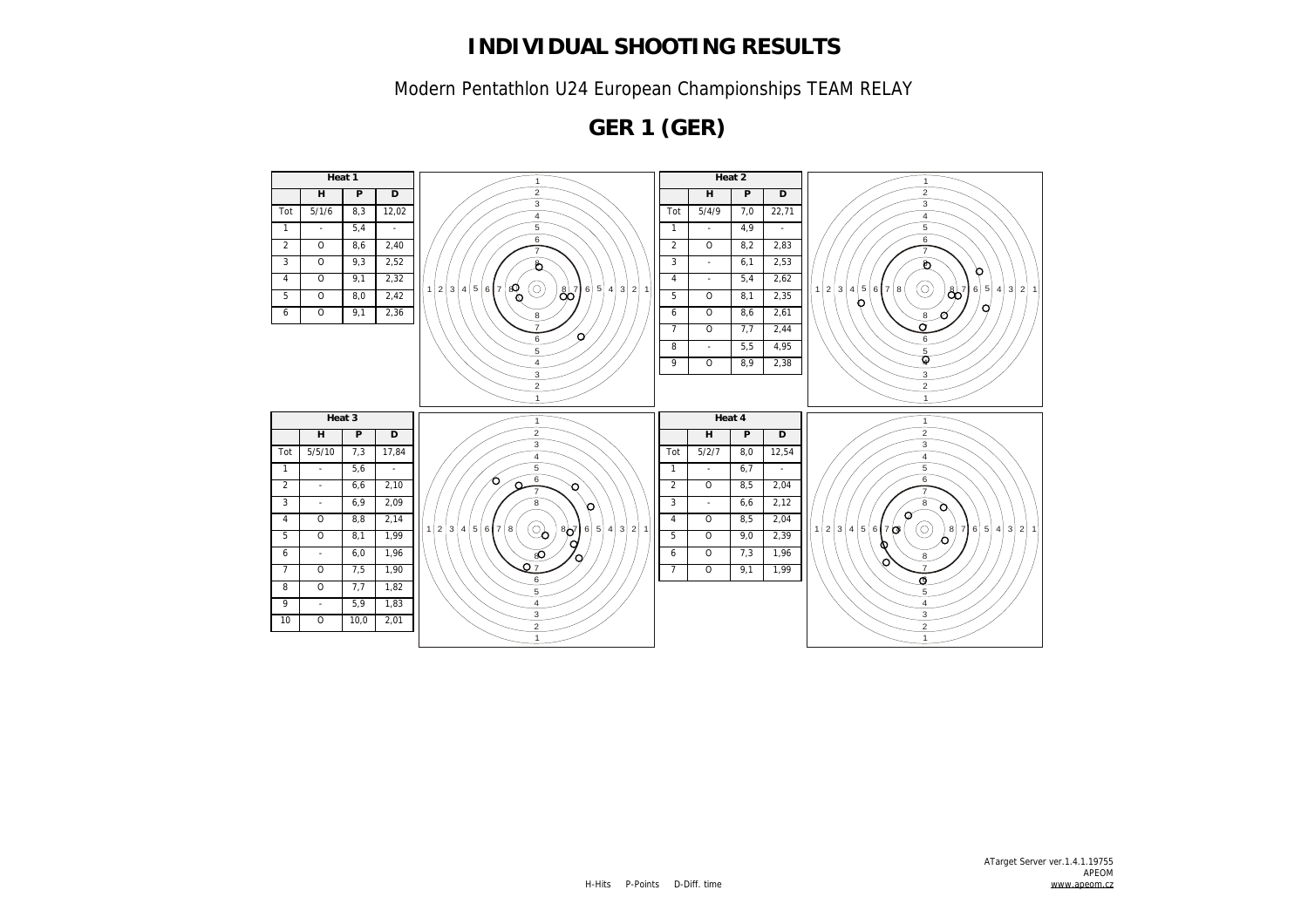# INDIVIDUAL SHOOTING RESULTS

Modern Pentathlon U24 European Championships TEAM RELAY

## GER 1 (GER)

| Heat 1 | | | |
|---|---|---|---|
| | H | P | D |
| Tot | 5/1/6 | 8,3 | 12,02 |
| 1 | - | 5,4 | - |
| 2 | O | 8,6 | 2,40 |
| 3 | O | 9,3 | 2,52 |
| 4 | O | 9,1 | 2,32 |
| 5 | O | 8,0 | 2,42 |
| 6 | O | 9,1 | 2,36 |

| Heat 2 | | | |
|---|---|---|---|
| | H | P | D |
| Tot | 5/4/9 | 7,0 | 22,71 |
| 1 | - | 4,9 | - |
| 2 | O | 8,2 | 2,83 |
| 3 | - | 6,1 | 2,53 |
| 4 | - | 5,4 | 2,62 |
| 5 | O | 8,1 | 2,35 |
| 6 | O | 8,6 | 2,61 |
| 7 | O | 7,7 | 2,44 |
| 8 | - | 5,5 | 4,95 |
| 9 | O | 8,9 | 2,38 |

| Heat 3 | | | |
|---|---|---|---|
| | H | P | D |
| Tot | 5/5/10 | 7,3 | 17,84 |
| 1 | - | 5,6 | - |
| 2 | - | 6,6 | 2,10 |
| 3 | - | 6,9 | 2,09 |
| 4 | O | 8,8 | 2,14 |
| 5 | O | 8,1 | 1,99 |
| 6 | - | 6,0 | 1,96 |
| 7 | O | 7,5 | 1,90 |
| 8 | O | 7,7 | 1,82 |
| 9 | - | 5,9 | 1,83 |
| 10 | O | 10,0 | 2,01 |

| Heat 4 | | | |
|---|---|---|---|
| | H | P | D |
| Tot | 5/2/7 | 8,0 | 12,54 |
| 1 | - | 6,7 | - |
| 2 | O | 8,5 | 2,04 |
| 3 | - | 6,6 | 2,12 |
| 4 | O | 8,5 | 2,04 |
| 5 | O | 9,0 | 2,39 |
| 6 | O | 7,3 | 1,96 |
| 7 | O | 9,1 | 1,99 |

H-Hits P-Points D-Diff. time

ATarget Server ver.1.4.1.19755
APEOM
www.apeom.cz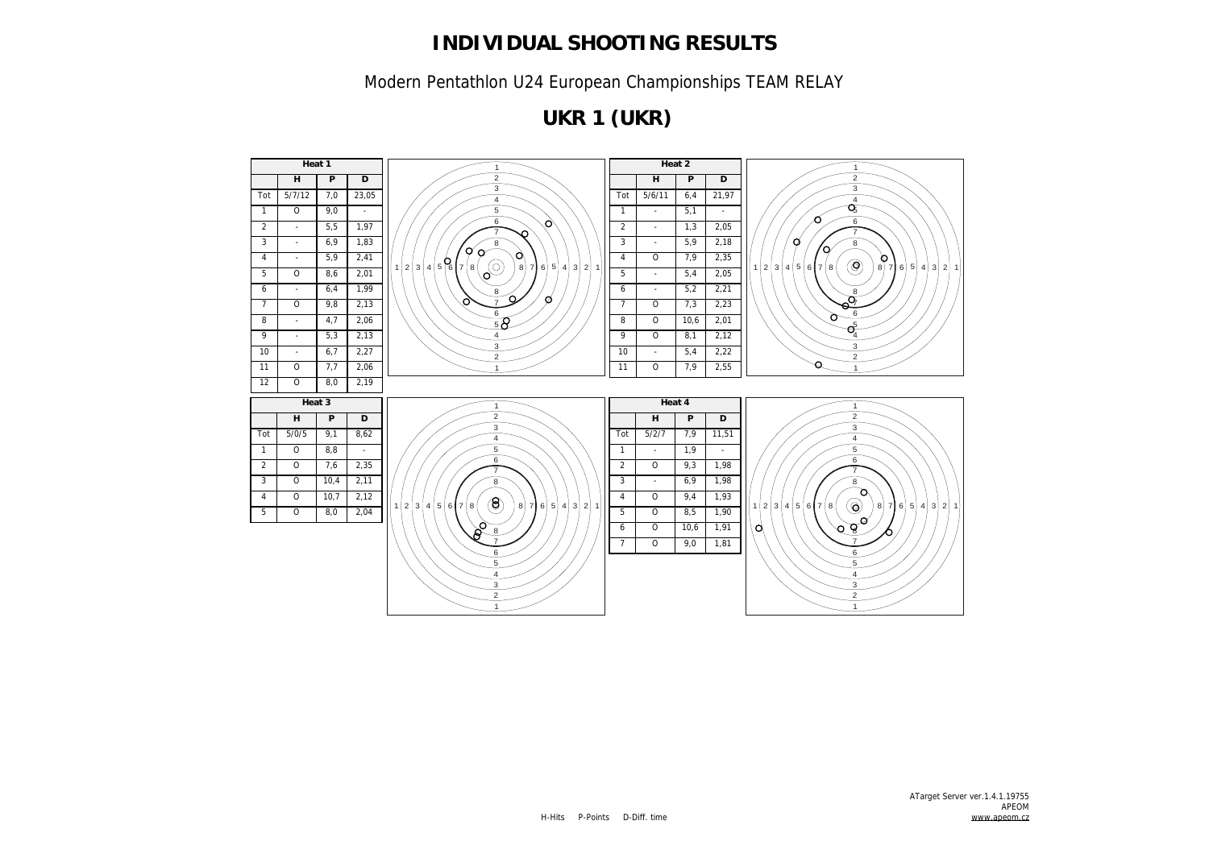# INDIVIDUAL SHOOTING RESULTS

Modern Pentathlon U24 European Championships TEAM RELAY

## UKR 1 (UKR)

| Heat 1 | | | |
|---|---|---|---|
| | H | P | D |
| Tot | 5/7/12 | 7,0 | 23,05 |
| 1 | O | 9,0 | - |
| 2 | - | 5,5 | 1,97 |
| 3 | - | 6,9 | 1,83 |
| 4 | - | 5,9 | 2,41 |
| 5 | O | 8,6 | 2,01 |
| 6 | - | 6,4 | 1,99 |
| 7 | O | 9,8 | 2,13 |
| 8 | - | 4,7 | 2,06 |
| 9 | - | 5,3 | 2,13 |
| 10 | - | 6,7 | 2,27 |
| 11 | O | 7,7 | 2,06 |
| 12 | O | 8,0 | 2,19 |

| Heat 2 | | | |
|---|---|---|---|
| | H | P | D |
| Tot | 5/6/11 | 6,4 | 21,97 |
| 1 | - | 5,1 | - |
| 2 | - | 1,3 | 2,05 |
| 3 | - | 5,9 | 2,18 |
| 4 | O | 7,9 | 2,35 |
| 5 | - | 5,4 | 2,05 |
| 6 | - | 5,2 | 2,21 |
| 7 | O | 7,3 | 2,23 |
| 8 | O | 10,6 | 2,01 |
| 9 | O | 8,1 | 2,12 |
| 10 | - | 5,4 | 2,22 |
| 11 | O | 7,9 | 2,55 |

| Heat 3 | | | |
|---|---|---|---|
| | H | P | D |
| Tot | 5/0/5 | 9,1 | 8,62 |
| 1 | O | 8,8 | - |
| 2 | O | 7,6 | 2,35 |
| 3 | O | 10,4 | 2,11 |
| 4 | O | 10,7 | 2,12 |
| 5 | O | 8,0 | 2,04 |

| Heat 4 | | | |
|---|---|---|---|
| | H | P | D |
| Tot | 5/2/7 | 7,9 | 11,51 |
| 1 | - | 1,9 | - |
| 2 | O | 9,3 | 1,98 |
| 3 | - | 6,9 | 1,98 |
| 4 | O | 9,4 | 1,93 |
| 5 | O | 8,5 | 1,90 |
| 6 | O | 10,6 | 1,91 |
| 7 | O | 9,0 | 1,81 |

H-Hits P-Points D-Diff. time

ATarget Server ver.1.4.1.19755
APEOM
www.apeom.cz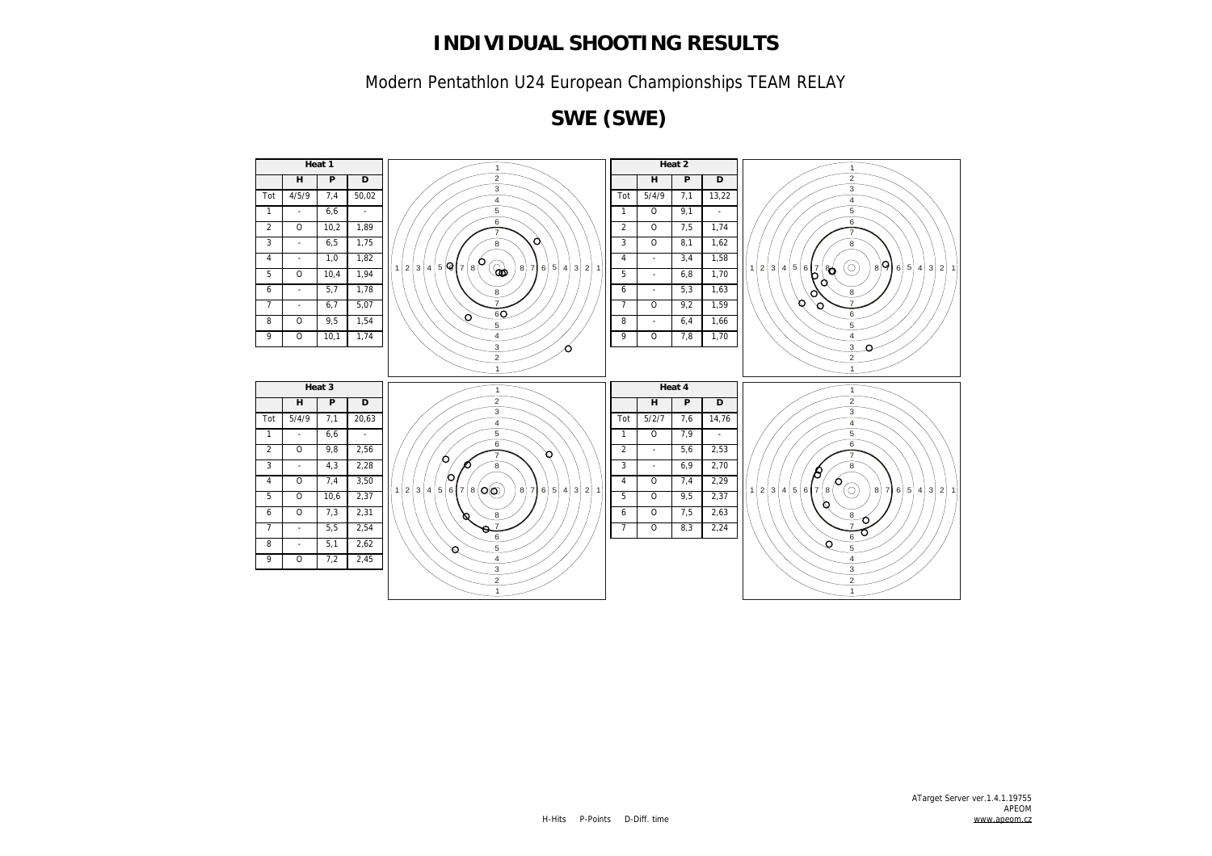# INDIVIDUAL SHOOTING RESULTS

Modern Pentathlon U24 European Championships TEAM RELAY

## SWE (SWE)

| Heat 1 | | | |
|---|---|---|---|
| | H | P | D |
| Tot | 4/5/9 | 7,4 | 50,02 |
| 1 | - | 6,6 | - |
| 2 | O | 10,2 | 1,89 |
| 3 | - | 6,5 | 1,75 |
| 4 | - | 1,0 | 1,82 |
| 5 | O | 10,4 | 1,94 |
| 6 | - | 5,7 | 1,78 |
| 7 | - | 6,7 | 5,07 |
| 8 | O | 9,5 | 1,54 |
| 9 | O | 10,1 | 1,74 |

| Heat 2 | | | |
|---|---|---|---|
| | H | P | D |
| Tot | 5/4/9 | 7,1 | 13,22 |
| 1 | O | 9,1 | - |
| 2 | O | 7,5 | 1,74 |
| 3 | O | 8,1 | 1,62 |
| 4 | - | 3,4 | 1,58 |
| 5 | - | 6,8 | 1,70 |
| 6 | - | 5,3 | 1,63 |
| 7 | O | 9,2 | 1,59 |
| 8 | - | 6,4 | 1,66 |
| 9 | O | 7,8 | 1,70 |

| Heat 3 | | | |
|---|---|---|---|
| | H | P | D |
| Tot | 5/4/9 | 7,1 | 20,63 |
| 1 | - | 6,6 | - |
| 2 | O | 9,8 | 2,56 |
| 3 | - | 4,3 | 2,28 |
| 4 | O | 7,4 | 3,50 |
| 5 | O | 10,6 | 2,37 |
| 6 | O | 7,3 | 2,31 |
| 7 | - | 5,5 | 2,54 |
| 8 | - | 5,1 | 2,62 |
| 9 | O | 7,2 | 2,45 |

| Heat 4 | | | |
|---|---|---|---|
| | H | P | D |
| Tot | 5/2/7 | 7,6 | 14,76 |
| 1 | O | 7,9 | - |
| 2 | - | 5,6 | 2,53 |
| 3 | - | 6,9 | 2,70 |
| 4 | O | 7,4 | 2,29 |
| 5 | O | 9,5 | 2,37 |
| 6 | O | 7,5 | 2,63 |
| 7 | O | 8,3 | 2,24 |

H-Hits P-Points D-Diff. time

ATarget Server ver.1.4.1.19755
APEOM
www.apeom.cz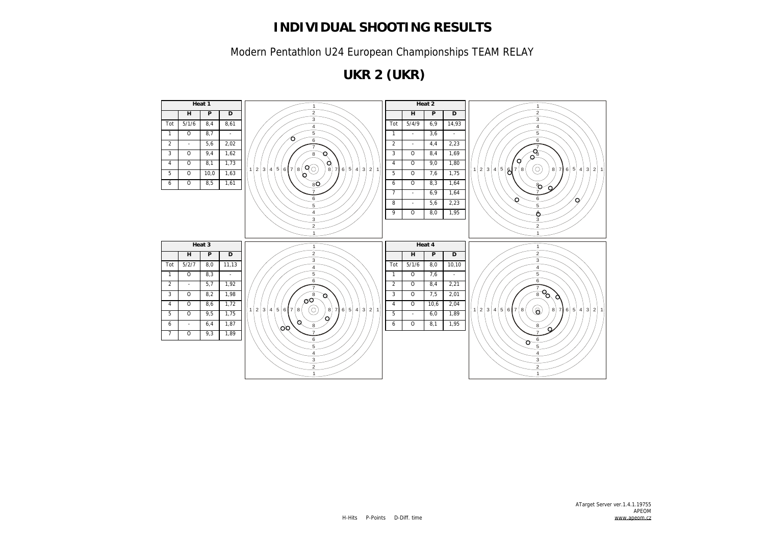# INDIVIDUAL SHOOTING RESULTS

Modern Pentathlon U24 European Championships TEAM RELAY

## UKR 2 (UKR)

| Heat 1 | | | |
|---|---|---|---|
| | H | P | D |
| Tot | 5/1/6 | 8,4 | 8,61 |
| 1 | O | 8,7 | - |
| 2 | - | 5,6 | 2,02 |
| 3 | O | 9,4 | 1,62 |
| 4 | O | 8,1 | 1,73 |
| 5 | O | 10,0 | 1,63 |
| 6 | O | 8,5 | 1,61 |

| Heat 2 | | | |
|---|---|---|---|
| | H | P | D |
| Tot | 5/4/9 | 6,9 | 14,93 |
| 1 | - | 3,6 | - |
| 2 | - | 4,4 | 2,23 |
| 3 | O | 8,4 | 1,69 |
| 4 | O | 9,0 | 1,80 |
| 5 | O | 7,6 | 1,75 |
| 6 | O | 8,3 | 1,64 |
| 7 | - | 6,9 | 1,64 |
| 8 | - | 5,6 | 2,23 |
| 9 | O | 8,0 | 1,95 |

| Heat 3 | | | |
|---|---|---|---|
| | H | P | D |
| Tot | 5/2/7 | 8,0 | 11,13 |
| 1 | O | 8,3 | - |
| 2 | - | 5,7 | 1,92 |
| 3 | O | 8,2 | 1,98 |
| 4 | O | 8,6 | 1,72 |
| 5 | O | 9,5 | 1,75 |
| 6 | - | 6,4 | 1,87 |
| 7 | O | 9,3 | 1,89 |

| Heat 4 | | | |
|---|---|---|---|
| | H | P | D |
| Tot | 5/1/6 | 8,0 | 10,10 |
| 1 | O | 7,6 | - |
| 2 | O | 8,4 | 2,21 |
| 3 | O | 7,5 | 2,01 |
| 4 | O | 10,6 | 2,04 |
| 5 | - | 6,0 | 1,89 |
| 6 | O | 8,1 | 1,95 |

H-Hits P-Points D-Diff. time

ATarget Server ver.1.4.1.19755
APEOM
www.apeom.cz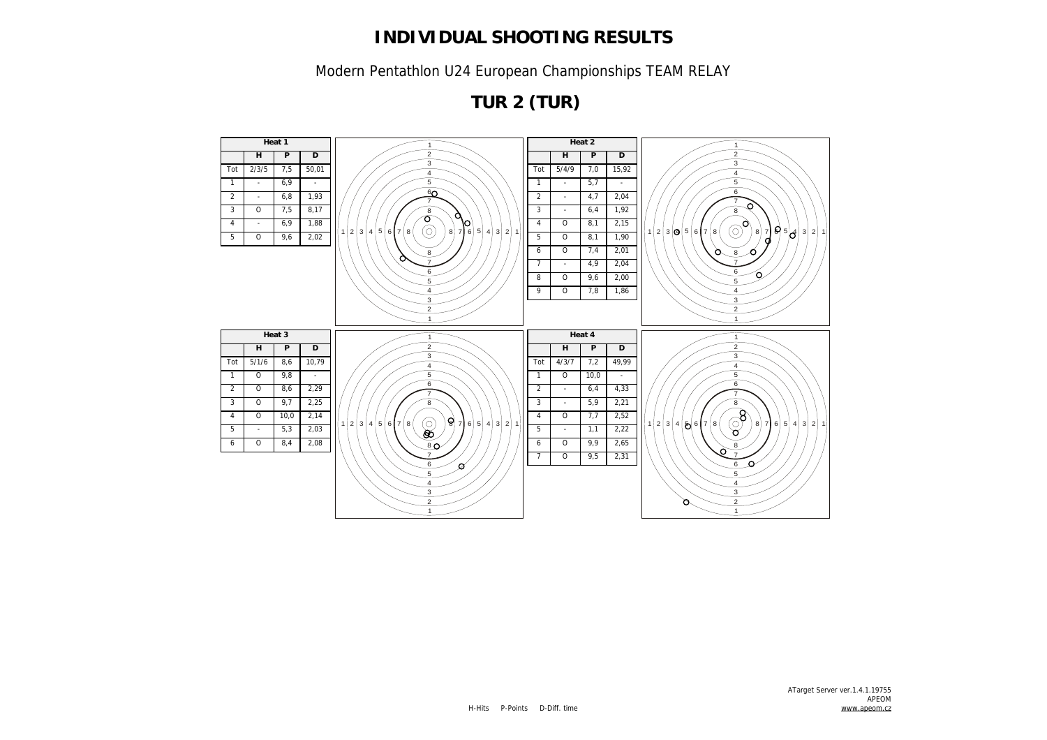# INDIVIDUAL SHOOTING RESULTS

Modern Pentathlon U24 European Championships TEAM RELAY

## TUR 2 (TUR)

**Heat 1**

| | H | P | D |
|---|---|---|---|
| Tot | 2/3/5 | 7,5 | 50,01 |
| 1 | - | 6,9 | - |
| 2 | - | 6,8 | 1,93 |
| 3 | O | 7,5 | 8,17 |
| 4 | - | 6,9 | 1,88 |
| 5 | O | 9,6 | 2,02 |

**Heat 2**

| | H | P | D |
|---|---|---|---|
| Tot | 5/4/9 | 7,0 | 15,92 |
| 1 | - | 5,7 | - |
| 2 | - | 4,7 | 2,04 |
| 3 | - | 6,4 | 1,92 |
| 4 | O | 8,1 | 2,15 |
| 5 | O | 8,1 | 1,90 |
| 6 | O | 7,4 | 2,01 |
| 7 | - | 4,9 | 2,04 |
| 8 | O | 9,6 | 2,00 |
| 9 | O | 7,8 | 1,86 |

**Heat 3**

| | H | P | D |
|---|---|---|---|
| Tot | 5/1/6 | 8,6 | 10,79 |
| 1 | O | 9,8 | - |
| 2 | O | 8,6 | 2,29 |
| 3 | O | 9,7 | 2,25 |
| 4 | O | 10,0 | 2,14 |
| 5 | - | 5,3 | 2,03 |
| 6 | O | 8,4 | 2,08 |

**Heat 4**

| | H | P | D |
|---|---|---|---|
| Tot | 4/3/7 | 7,2 | 49,99 |
| 1 | O | 10,0 | - |
| 2 | - | 6,4 | 4,33 |
| 3 | - | 5,9 | 2,21 |
| 4 | O | 7,7 | 2,52 |
| 5 | - | 1,1 | 2,22 |
| 6 | O | 9,9 | 2,65 |
| 7 | O | 9,5 | 2,31 |

H-Hits P-Points D-Diff. time

ATarget Server ver.1.4.1.19755
APEOM
www.apeom.cz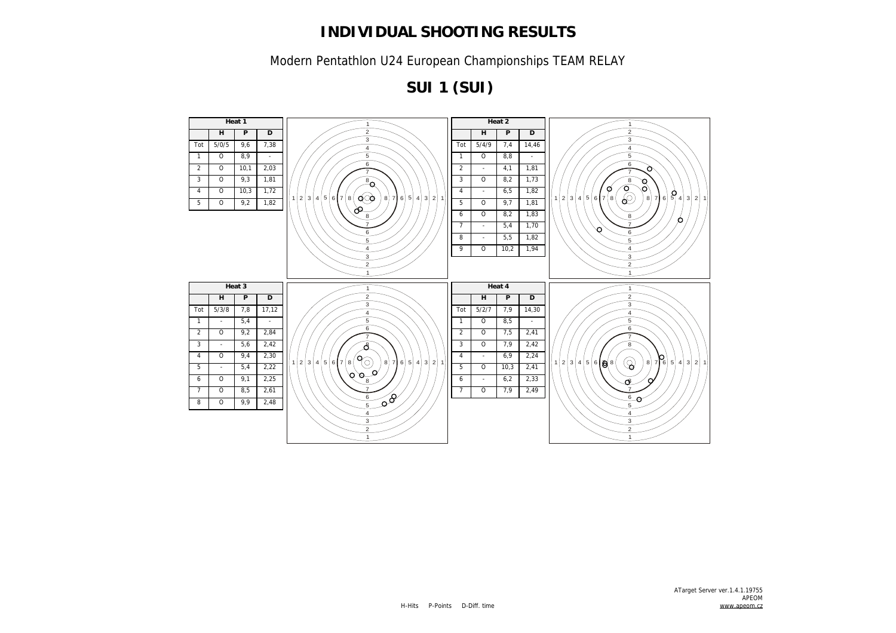# INDIVIDUAL SHOOTING RESULTS

Modern Pentathlon U24 European Championships TEAM RELAY

## SUI 1 (SUI)

| Heat 1 | | | |
|---|---|---|---|
| | H | P | D |
| Tot | 5/0/5 | 9,6 | 7,38 |
| 1 | O | 8,9 | - |
| 2 | O | 10,1 | 2,03 |
| 3 | O | 9,3 | 1,81 |
| 4 | O | 10,3 | 1,72 |
| 5 | O | 9,2 | 1,82 |

| Heat 2 | | | |
|---|---|---|---|
| | H | P | D |
| Tot | 5/4/9 | 7,4 | 14,46 |
| 1 | O | 8,8 | - |
| 2 | - | 4,1 | 1,81 |
| 3 | O | 8,2 | 1,73 |
| 4 | - | 6,5 | 1,82 |
| 5 | O | 9,7 | 1,81 |
| 6 | O | 8,2 | 1,83 |
| 7 | - | 5,4 | 1,70 |
| 8 | - | 5,5 | 1,82 |
| 9 | O | 10,2 | 1,94 |

| Heat 3 | | | |
|---|---|---|---|
| | H | P | D |
| Tot | 5/3/8 | 7,8 | 17,12 |
| 1 | - | 5,4 | - |
| 2 | O | 9,2 | 2,84 |
| 3 | - | 5,6 | 2,42 |
| 4 | O | 9,4 | 2,30 |
| 5 | - | 5,4 | 2,22 |
| 6 | O | 9,1 | 2,25 |
| 7 | O | 8,5 | 2,61 |
| 8 | O | 9,9 | 2,48 |

| Heat 4 | | | |
|---|---|---|---|
| | H | P | D |
| Tot | 5/2/7 | 7,9 | 14,30 |
| 1 | O | 8,5 | - |
| 2 | O | 7,5 | 2,41 |
| 3 | O | 7,9 | 2,42 |
| 4 | - | 6,9 | 2,24 |
| 5 | O | 10,3 | 2,41 |
| 6 | - | 6,2 | 2,33 |
| 7 | O | 7,9 | 2,49 |

H-Hits P-Points D-Diff. time

ATarget Server ver.1.4.1.19755
APEOM
www.apeom.cz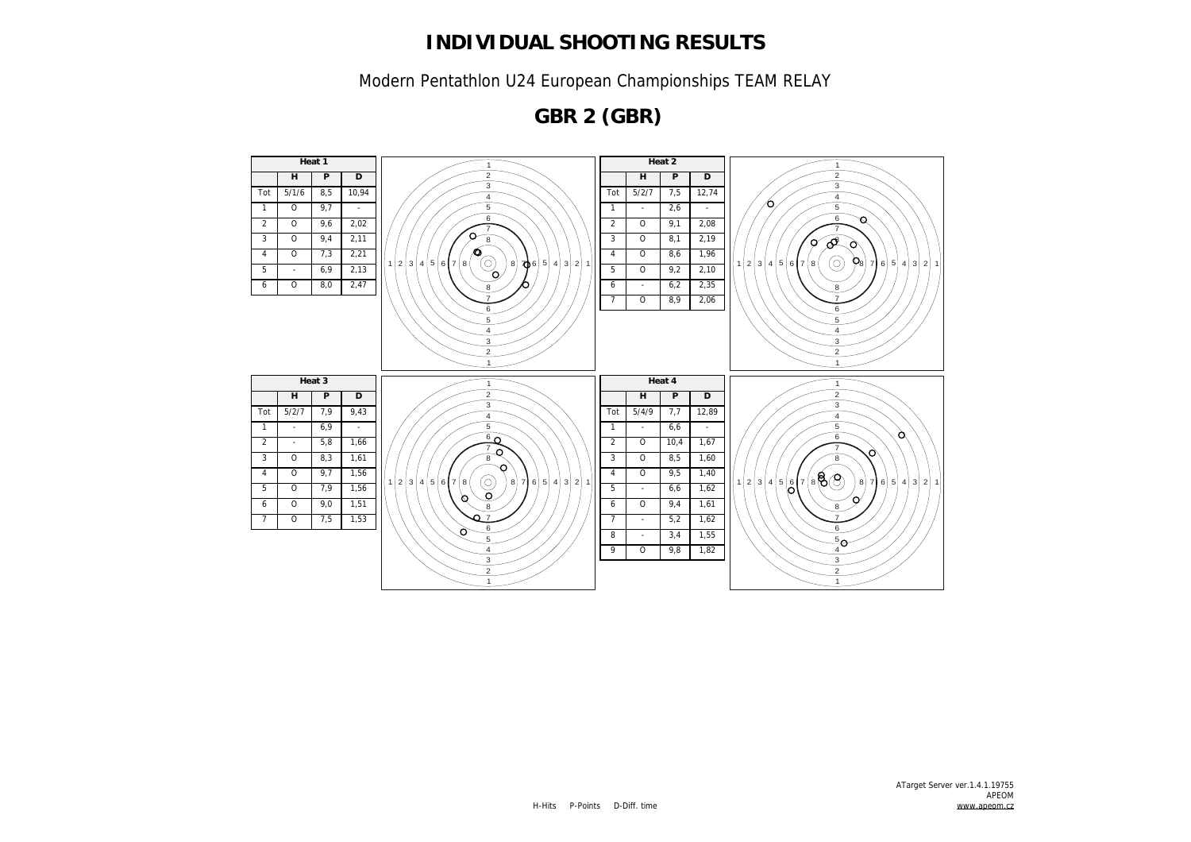# INDIVIDUAL SHOOTING RESULTS

Modern Pentathlon U24 European Championships TEAM RELAY

## GBR 2 (GBR)

| Heat 1 | | | |
|---|---|---|---|
| | H | P | D |
| Tot | 5/1/6 | 8,5 | 10,94 |
| 1 | O | 9,7 | - |
| 2 | O | 9,6 | 2,02 |
| 3 | O | 9,4 | 2,11 |
| 4 | O | 7,3 | 2,21 |
| 5 | - | 6,9 | 2,13 |
| 6 | O | 8,0 | 2,47 |

| Heat 2 | | | |
|---|---|---|---|
| | H | P | D |
| Tot | 5/2/7 | 7,5 | 12,74 |
| 1 | - | 2,6 | - |
| 2 | O | 9,1 | 2,08 |
| 3 | O | 8,1 | 2,19 |
| 4 | O | 8,6 | 1,96 |
| 5 | O | 9,2 | 2,10 |
| 6 | - | 6,2 | 2,35 |
| 7 | O | 8,9 | 2,06 |

| Heat 3 | | | |
|---|---|---|---|
| | H | P | D |
| Tot | 5/2/7 | 7,9 | 9,43 |
| 1 | - | 6,9 | - |
| 2 | - | 5,8 | 1,66 |
| 3 | O | 8,3 | 1,61 |
| 4 | O | 9,7 | 1,56 |
| 5 | O | 7,9 | 1,56 |
| 6 | O | 9,0 | 1,51 |
| 7 | O | 7,5 | 1,53 |

| Heat 4 | | | |
|---|---|---|---|
| | H | P | D |
| Tot | 5/4/9 | 7,7 | 12,89 |
| 1 | - | 6,6 | - |
| 2 | O | 10,4 | 1,67 |
| 3 | O | 8,5 | 1,60 |
| 4 | O | 9,5 | 1,40 |
| 5 | - | 6,6 | 1,62 |
| 6 | O | 9,4 | 1,61 |
| 7 | - | 5,2 | 1,62 |
| 8 | - | 3,4 | 1,55 |
| 9 | O | 9,8 | 1,82 |

H-Hits P-Points D-Diff. time

ATarget Server ver.1.4.1.19755
APEOM
www.apeom.cz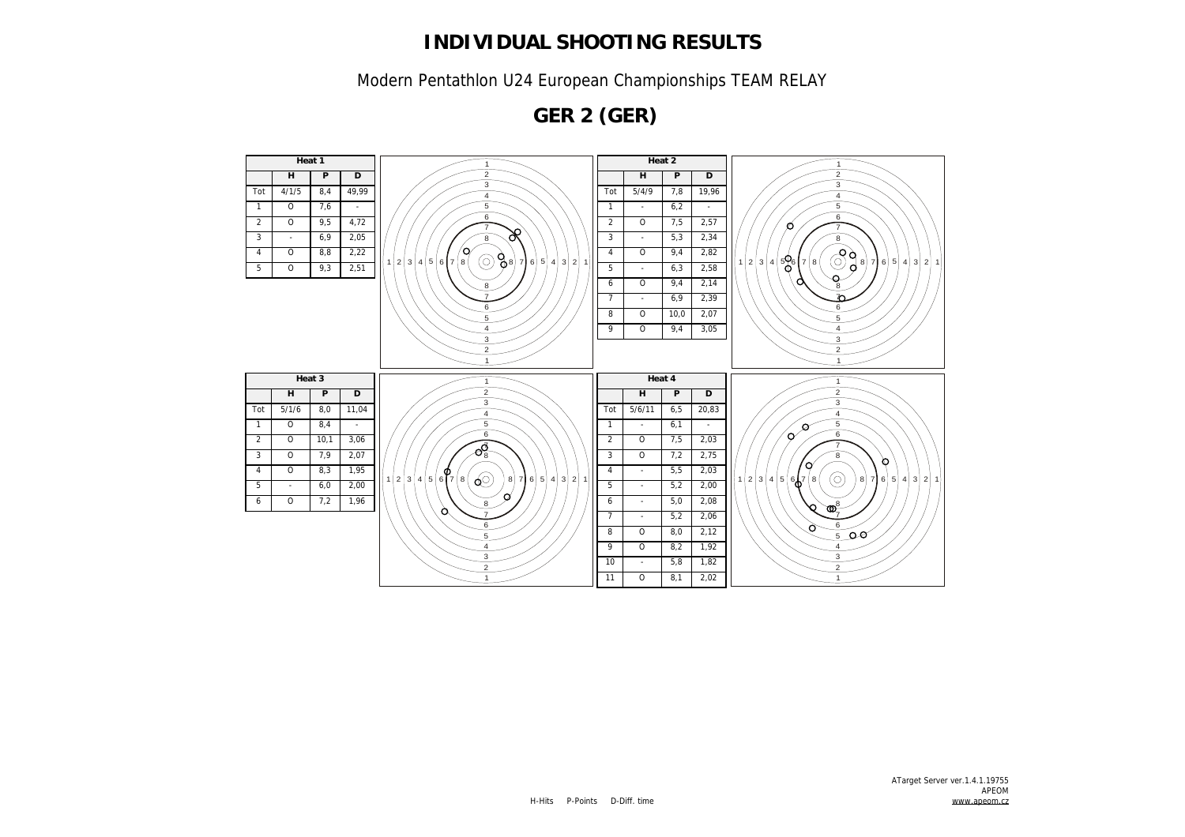# INDIVIDUAL SHOOTING RESULTS

Modern Pentathlon U24 European Championships TEAM RELAY

## GER 2 (GER)

**Heat 1**

| | H | P | D |
|---|---|---|---|
| Tot | 4/1/5 | 8,4 | 49,99 |
| 1 | O | 7,6 | - |
| 2 | O | 9,5 | 4,72 |
| 3 | - | 6,9 | 2,05 |
| 4 | O | 8,8 | 2,22 |
| 5 | O | 9,3 | 2,51 |

**Heat 2**

| | H | P | D |
|---|---|---|---|
| Tot | 5/4/9 | 7,8 | 19,96 |
| 1 | - | 6,2 | - |
| 2 | O | 7,5 | 2,57 |
| 3 | - | 5,3 | 2,34 |
| 4 | O | 9,4 | 2,82 |
| 5 | - | 6,3 | 2,58 |
| 6 | O | 9,4 | 2,14 |
| 7 | - | 6,9 | 2,39 |
| 8 | O | 10,0 | 2,07 |
| 9 | O | 9,4 | 3,05 |

**Heat 3**

| | H | P | D |
|---|---|---|---|
| Tot | 5/1/6 | 8,0 | 11,04 |
| 1 | O | 8,4 | - |
| 2 | O | 10,1 | 3,06 |
| 3 | O | 7,9 | 2,07 |
| 4 | O | 8,3 | 1,95 |
| 5 | - | 6,0 | 2,00 |
| 6 | O | 7,2 | 1,96 |

**Heat 4**

| | H | P | D |
|---|---|---|---|
| Tot | 5/6/11 | 6,5 | 20,83 |
| 1 | - | 6,1 | - |
| 2 | O | 7,5 | 2,03 |
| 3 | O | 7,2 | 2,75 |
| 4 | - | 5,5 | 2,03 |
| 5 | - | 5,2 | 2,00 |
| 6 | - | 5,0 | 2,08 |
| 7 | - | 5,2 | 2,06 |
| 8 | O | 8,0 | 2,12 |
| 9 | O | 8,2 | 1,92 |
| 10 | - | 5,8 | 1,82 |
| 11 | O | 8,1 | 2,02 |

H-Hits P-Points D-Diff. time

ATarget Server ver.1.4.1.19755
APEOM
www.apeom.cz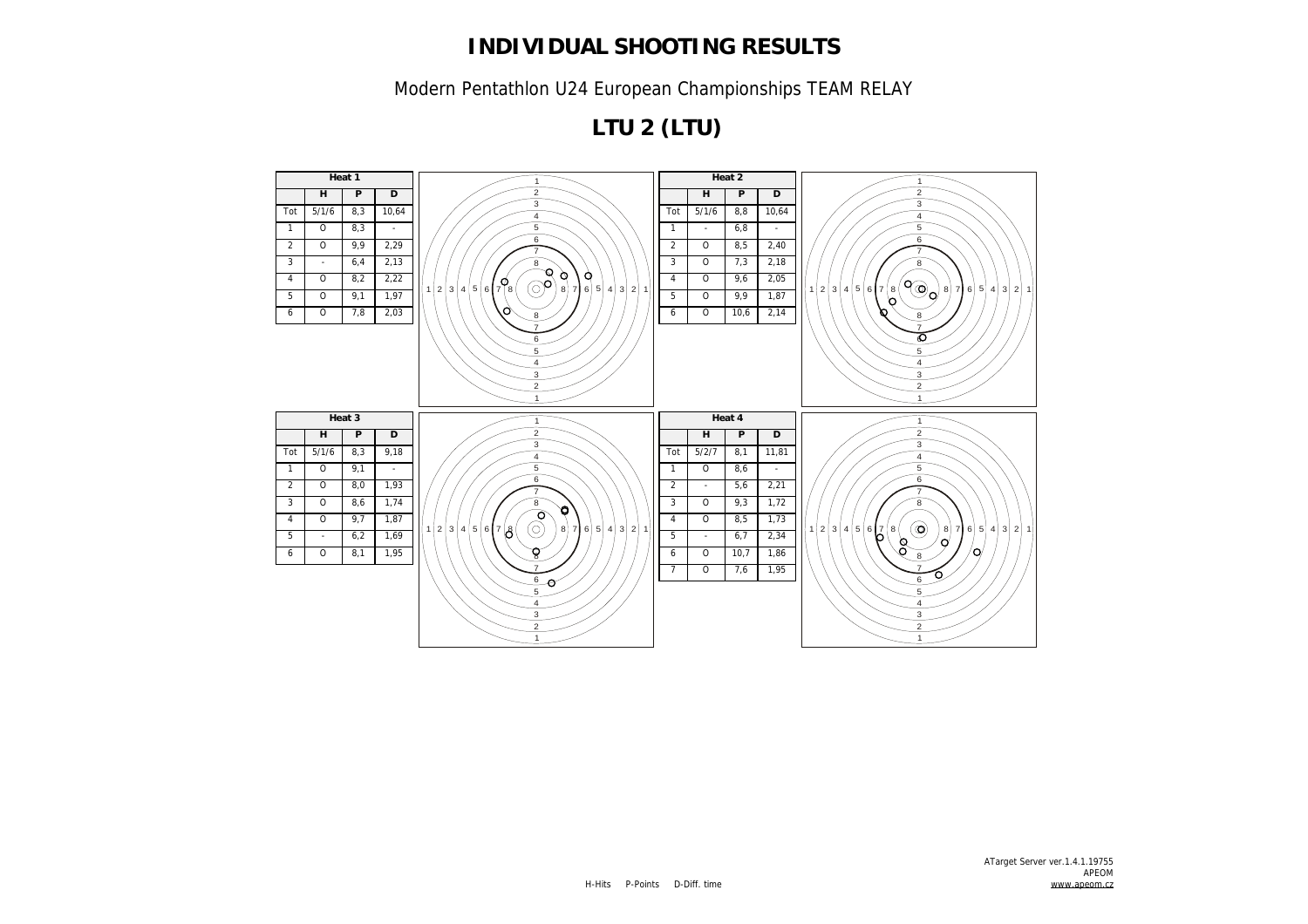# INDIVIDUAL SHOOTING RESULTS

Modern Pentathlon U24 European Championships TEAM RELAY

## LTU 2 (LTU)

| Heat 1 | | | |
|---|---|---|---|
| | H | P | D |
| Tot | 5/1/6 | 8,3 | 10,64 |
| 1 | O | 8,3 | - |
| 2 | O | 9,9 | 2,29 |
| 3 | - | 6,4 | 2,13 |
| 4 | O | 8,2 | 2,22 |
| 5 | O | 9,1 | 1,97 |
| 6 | O | 7,8 | 2,03 |

| Heat 2 | | | |
|---|---|---|---|
| | H | P | D |
| Tot | 5/1/6 | 8,8 | 10,64 |
| 1 | - | 6,8 | - |
| 2 | O | 8,5 | 2,40 |
| 3 | O | 7,3 | 2,18 |
| 4 | O | 9,6 | 2,05 |
| 5 | O | 9,9 | 1,87 |
| 6 | O | 10,6 | 2,14 |

| Heat 3 | | | |
|---|---|---|---|
| | H | P | D |
| Tot | 5/1/6 | 8,3 | 9,18 |
| 1 | O | 9,1 | - |
| 2 | O | 8,0 | 1,93 |
| 3 | O | 8,6 | 1,74 |
| 4 | O | 9,7 | 1,87 |
| 5 | - | 6,2 | 1,69 |
| 6 | O | 8,1 | 1,95 |

| Heat 4 | | | |
|---|---|---|---|
| | H | P | D |
| Tot | 5/2/7 | 8,1 | 11,81 |
| 1 | O | 8,6 | - |
| 2 | - | 5,6 | 2,21 |
| 3 | O | 9,3 | 1,72 |
| 4 | O | 8,5 | 1,73 |
| 5 | - | 6,7 | 2,34 |
| 6 | O | 10,7 | 1,86 |
| 7 | O | 7,6 | 1,95 |

H-Hits P-Points D-Diff. time

ATarget Server ver.1.4.1.19755
APEOM
www.apeom.cz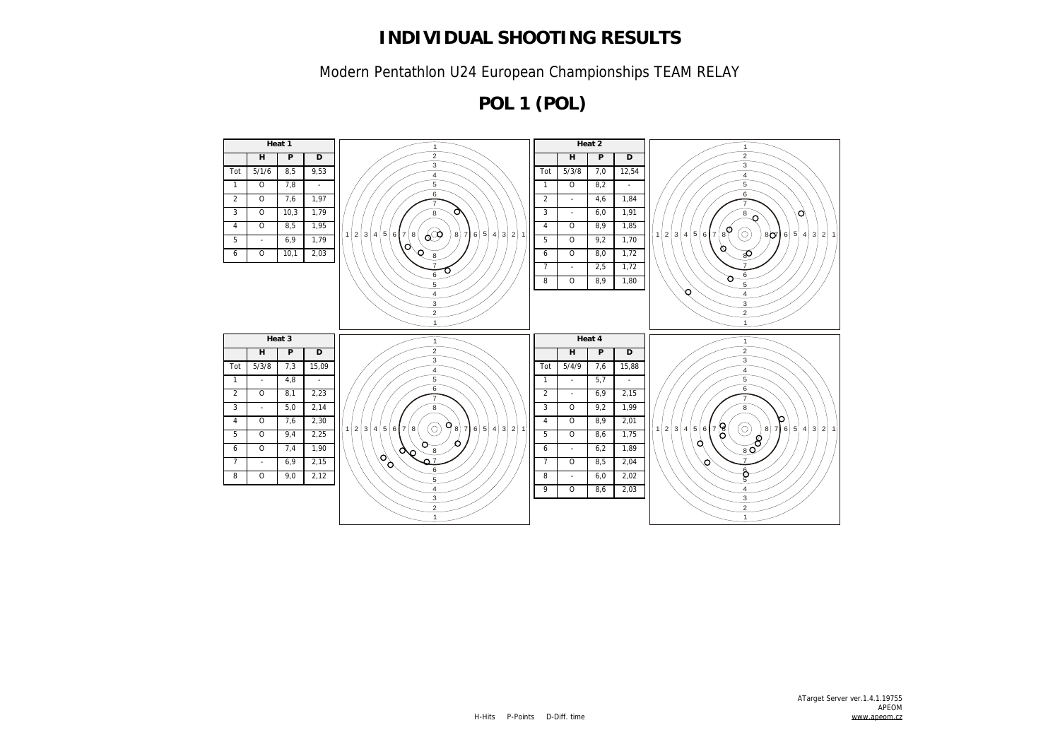# INDIVIDUAL SHOOTING RESULTS

Modern Pentathlon U24 European Championships TEAM RELAY

## POL 1 (POL)

**Heat 1**

| | H | P | D |
|---|---|---|---|
| Tot | 5/1/6 | 8,5 | 9,53 |
| 1 | O | 7,8 | - |
| 2 | O | 7,6 | 1,97 |
| 3 | O | 10,3 | 1,79 |
| 4 | O | 8,5 | 1,95 |
| 5 | - | 6,9 | 1,79 |
| 6 | O | 10,1 | 2,03 |

**Heat 2**

| | H | P | D |
|---|---|---|---|
| Tot | 5/3/8 | 7,0 | 12,54 |
| 1 | O | 8,2 | - |
| 2 | - | 4,6 | 1,84 |
| 3 | - | 6,0 | 1,91 |
| 4 | O | 8,9 | 1,85 |
| 5 | O | 9,2 | 1,70 |
| 6 | O | 8,0 | 1,72 |
| 7 | - | 2,5 | 1,72 |
| 8 | O | 8,9 | 1,80 |

**Heat 3**

| | H | P | D |
|---|---|---|---|
| Tot | 5/3/8 | 7,3 | 15,09 |
| 1 | - | 4,8 | - |
| 2 | O | 8,1 | 2,23 |
| 3 | - | 5,0 | 2,14 |
| 4 | O | 7,6 | 2,30 |
| 5 | O | 9,4 | 2,25 |
| 6 | O | 7,4 | 1,90 |
| 7 | - | 6,9 | 2,15 |
| 8 | O | 9,0 | 2,12 |

**Heat 4**

| | H | P | D |
|---|---|---|---|
| Tot | 5/4/9 | 7,6 | 15,88 |
| 1 | - | 5,7 | - |
| 2 | - | 6,9 | 2,15 |
| 3 | O | 9,2 | 1,99 |
| 4 | O | 8,9 | 2,01 |
| 5 | O | 8,6 | 1,75 |
| 6 | - | 6,2 | 1,89 |
| 7 | O | 8,5 | 2,04 |
| 8 | - | 6,0 | 2,02 |
| 9 | O | 8,6 | 2,03 |

H-Hits P-Points D-Diff. time

ATarget Server ver.1.4.1.19755
APEOM
www.apeom.cz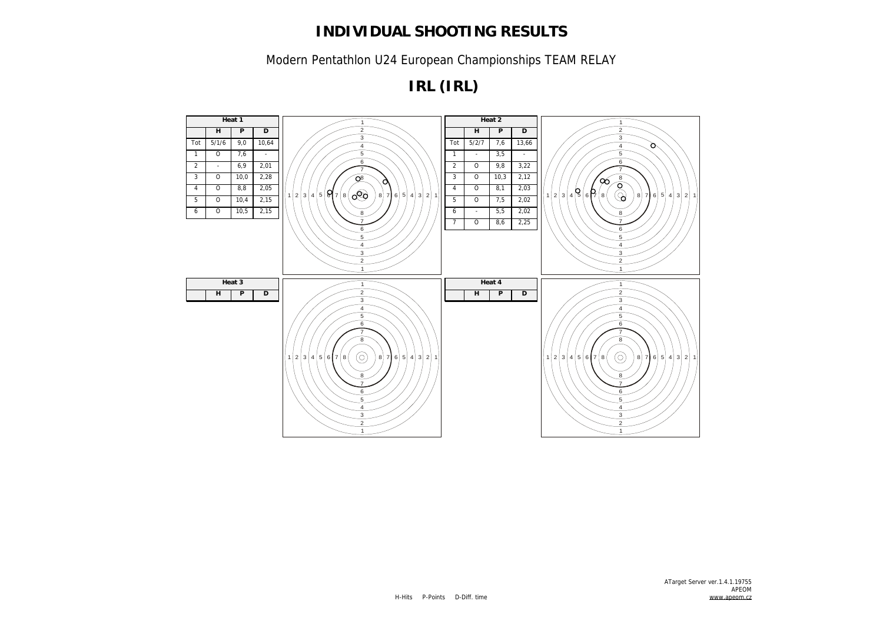# INDIVIDUAL SHOOTING RESULTS

Modern Pentathlon U24 European Championships TEAM RELAY

## IRL (IRL)

**Heat 1**

| | H | P | D |
|---|---|---|---|
| Tot | 5/1/6 | 9,0 | 10,64 |
| 1 | O | 7,6 | - |
| 2 | - | 6,9 | 2,01 |
| 3 | O | 10,0 | 2,28 |
| 4 | O | 8,8 | 2,05 |
| 5 | O | 10,4 | 2,15 |
| 6 | O | 10,5 | 2,15 |

**Heat 2**

| | H | P | D |
|---|---|---|---|
| Tot | 5/2/7 | 7,6 | 13,66 |
| 1 | - | 3,5 | - |
| 2 | O | 9,8 | 3,22 |
| 3 | O | 10,3 | 2,12 |
| 4 | O | 8,1 | 2,03 |
| 5 | O | 7,5 | 2,02 |
| 6 | - | 5,5 | 2,02 |
| 7 | O | 8,6 | 2,25 |

**Heat 3**

| | H | P | D |
|---|---|---|---|

**Heat 4**

| | H | P | D |
|---|---|---|---|

H-Hits P-Points D-Diff. time

ATarget Server ver.1.4.1.19755
APEOM
www.apeom.cz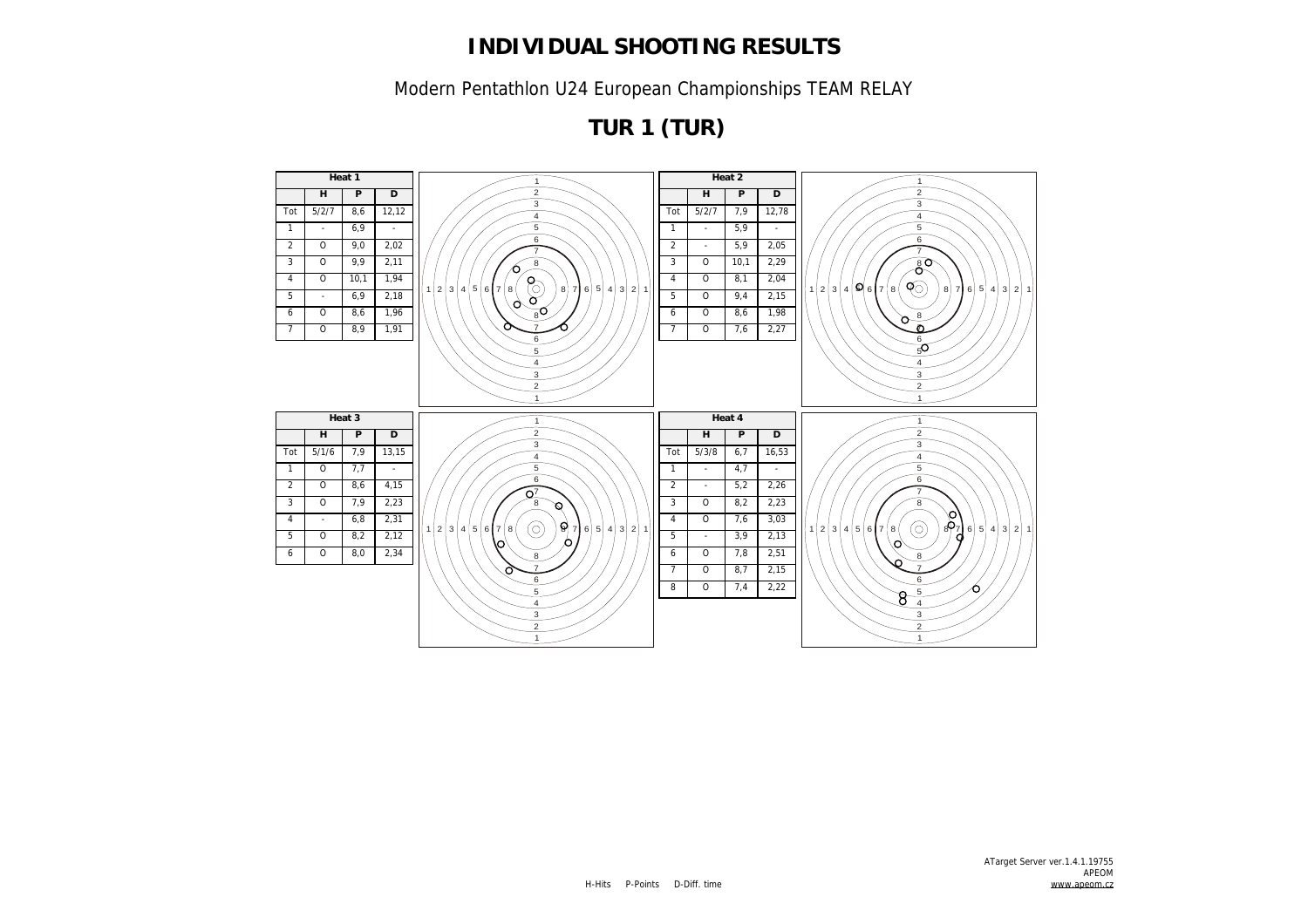# INDIVIDUAL SHOOTING RESULTS

Modern Pentathlon U24 European Championships TEAM RELAY

## TUR 1 (TUR)

| Heat 1 | H | P | D |
|---|---|---|---|
| Tot | 5/2/7 | 8,6 | 12,12 |
| 1 | - | 6,9 | - |
| 2 | O | 9,0 | 2,02 |
| 3 | O | 9,9 | 2,11 |
| 4 | O | 10,1 | 1,94 |
| 5 | - | 6,9 | 2,18 |
| 6 | O | 8,6 | 1,96 |
| 7 | O | 8,9 | 1,91 |

| Heat 2 | H | P | D |
|---|---|---|---|
| Tot | 5/2/7 | 7,9 | 12,78 |
| 1 | - | 5,9 | - |
| 2 | - | 5,9 | 2,05 |
| 3 | O | 10,1 | 2,29 |
| 4 | O | 8,1 | 2,04 |
| 5 | O | 9,4 | 2,15 |
| 6 | O | 8,6 | 1,98 |
| 7 | O | 7,6 | 2,27 |

| Heat 3 | H | P | D |
|---|---|---|---|
| Tot | 5/1/6 | 7,9 | 13,15 |
| 1 | O | 7,7 | - |
| 2 | O | 8,6 | 4,15 |
| 3 | O | 7,9 | 2,23 |
| 4 | - | 6,8 | 2,31 |
| 5 | O | 8,2 | 2,12 |
| 6 | O | 8,0 | 2,34 |

| Heat 4 | H | P | D |
|---|---|---|---|
| Tot | 5/3/8 | 6,7 | 16,53 |
| 1 | - | 4,7 | - |
| 2 | - | 5,2 | 2,26 |
| 3 | O | 8,2 | 2,23 |
| 4 | O | 7,6 | 3,03 |
| 5 | - | 3,9 | 2,13 |
| 6 | O | 7,8 | 2,51 |
| 7 | O | 8,7 | 2,15 |
| 8 | O | 7,4 | 2,22 |

H-Hits P-Points D-Diff. time

ATarget Server ver.1.4.1.19755
APEOM
www.apeom.cz